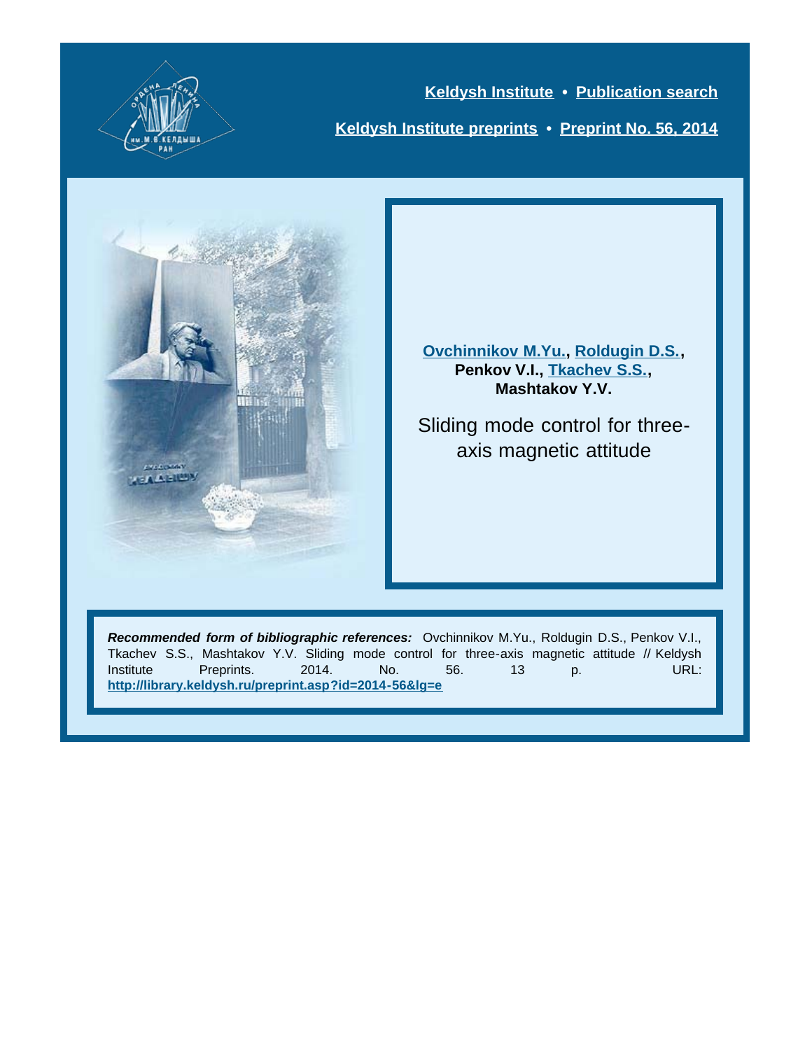[Keldysh Institute](#) • [Publication search](#)

[Keldysh Institute preprints](#) • [Preprint No. 56, 2014](#)

**[Ovchinnikov M.Yu.](#), [Roldugin D.S.](#), Penkov V.I., [Tkachev S.S.](#), Mashtakov Y.V.**

# Sliding mode control for three-axis magnetic attitude

***Recommended form of bibliographic references:*** Ovchinnikov M.Yu., Roldugin D.S., Penkov V.I., Tkachev S.S., Mashtakov Y.V. Sliding mode control for three-axis magnetic attitude // Keldysh Institute Preprints. 2014. No. 56. 13 p. URL: **http://library.keldysh.ru/preprint.asp?id=2014-56&lg=e**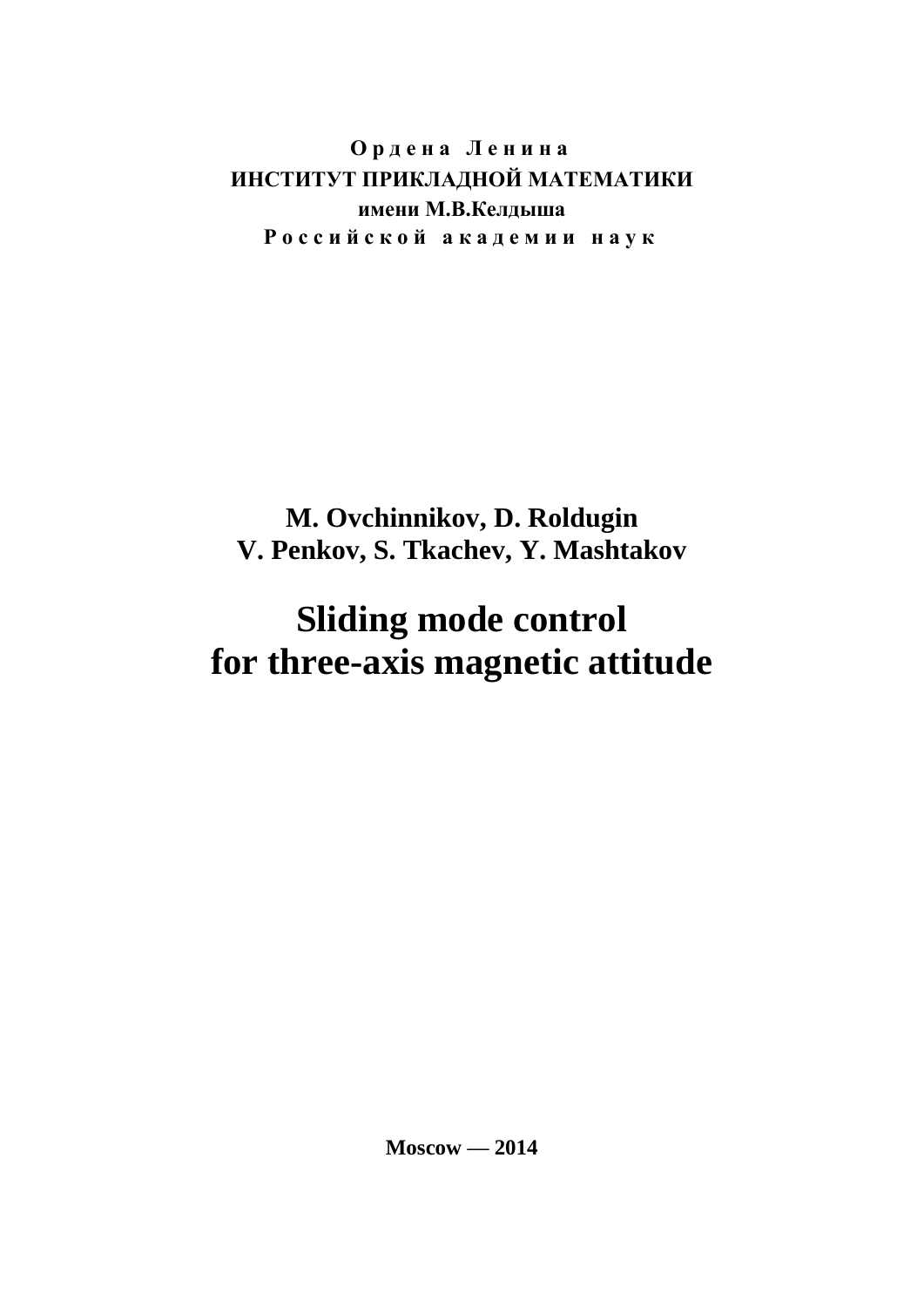**О р д е н а   Л е н и н а**
**ИНСТИТУТ ПРИКЛАДНОЙ МАТЕМАТИКИ**
**имени М.В.Келдыша**
**Р о с с и й с к о й   а к а д е м и и   н а у к**

**M. Ovchinnikov, D. Roldugin**
**V. Penkov, S. Tkachev, Y. Mashtakov**

# Sliding mode control for three-axis magnetic attitude

**Moscow — 2014**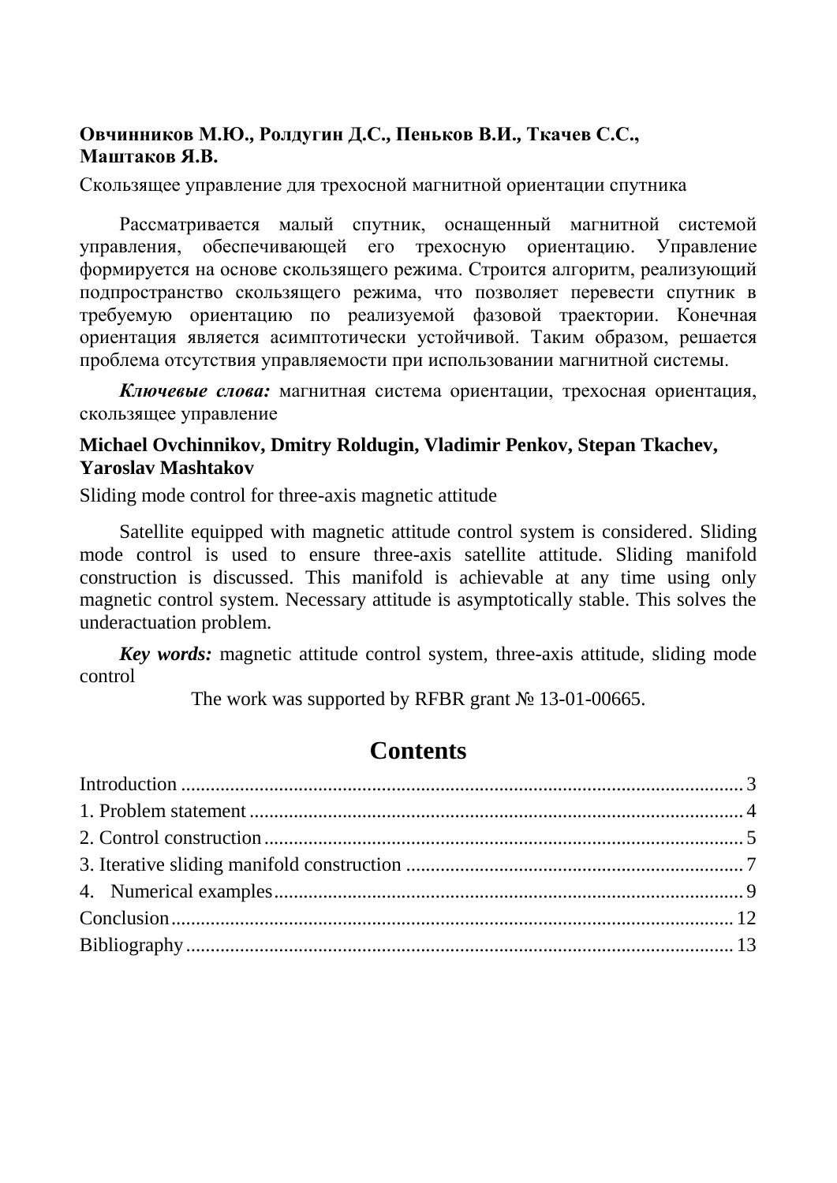**Овчинников М.Ю., Ролдугин Д.С., Пеньков В.И., Ткачев С.С., Маштаков Я.В.**

Скользящее управление для трехосной магнитной ориентации спутника

Рассматривается малый спутник, оснащенный магнитной системой управления, обеспечивающей его трехосную ориентацию. Управление формируется на основе скользящего режима. Строится алгоритм, реализующий подпространство скользящего режима, что позволяет перевести спутник в требуемую ориентацию по реализуемой фазовой траектории. Конечная ориентация является асимптотически устойчивой. Таким образом, решается проблема отсутствия управляемости при использовании магнитной системы.

***Ключевые слова:*** магнитная система ориентации, трехосная ориентация, скользящее управление

**Michael Ovchinnikov, Dmitry Roldugin, Vladimir Penkov, Stepan Tkachev, Yaroslav Mashtakov**

Sliding mode control for three-axis magnetic attitude

Satellite equipped with magnetic attitude control system is considered. Sliding mode control is used to ensure three-axis satellite attitude. Sliding manifold construction is discussed. This manifold is achievable at any time using only magnetic control system. Necessary attitude is asymptotically stable. This solves the underactuation problem.

***Key words:*** magnetic attitude control system, three-axis attitude, sliding mode control

The work was supported by RFBR grant № 13-01-00665.

## Contents

Introduction .......... 3
1. Problem statement .......... 4
2. Control construction .......... 5
3. Iterative sliding manifold construction .......... 7
4. Numerical examples .......... 9
Conclusion .......... 12
Bibliography .......... 13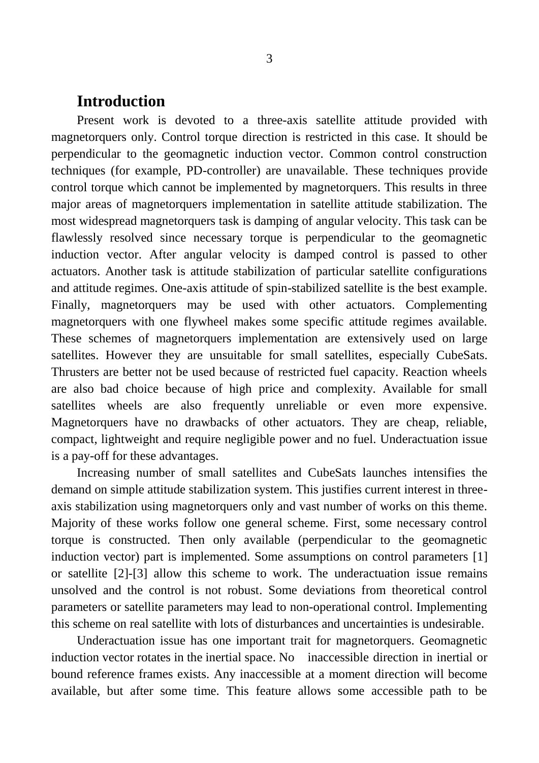## Introduction

Present work is devoted to a three-axis satellite attitude provided with magnetorquers only. Control torque direction is restricted in this case. It should be perpendicular to the geomagnetic induction vector. Common control construction techniques (for example, PD-controller) are unavailable. These techniques provide control torque which cannot be implemented by magnetorquers. This results in three major areas of magnetorquers implementation in satellite attitude stabilization. The most widespread magnetorquers task is damping of angular velocity. This task can be flawlessly resolved since necessary torque is perpendicular to the geomagnetic induction vector. After angular velocity is damped control is passed to other actuators. Another task is attitude stabilization of particular satellite configurations and attitude regimes. One-axis attitude of spin-stabilized satellite is the best example. Finally, magnetorquers may be used with other actuators. Complementing magnetorquers with one flywheel makes some specific attitude regimes available. These schemes of magnetorquers implementation are extensively used on large satellites. However they are unsuitable for small satellites, especially CubeSats. Thrusters are better not be used because of restricted fuel capacity. Reaction wheels are also bad choice because of high price and complexity. Available for small satellites wheels are also frequently unreliable or even more expensive. Magnetorquers have no drawbacks of other actuators. They are cheap, reliable, compact, lightweight and require negligible power and no fuel. Underactuation issue is a pay-off for these advantages.

Increasing number of small satellites and CubeSats launches intensifies the demand on simple attitude stabilization system. This justifies current interest in three-axis stabilization using magnetorquers only and vast number of works on this theme. Majority of these works follow one general scheme. First, some necessary control torque is constructed. Then only available (perpendicular to the geomagnetic induction vector) part is implemented. Some assumptions on control parameters [1] or satellite [2]-[3] allow this scheme to work. The underactuation issue remains unsolved and the control is not robust. Some deviations from theoretical control parameters or satellite parameters may lead to non-operational control. Implementing this scheme on real satellite with lots of disturbances and uncertainties is undesirable.

Underactuation issue has one important trait for magnetorquers. Geomagnetic induction vector rotates in the inertial space. No inaccessible direction in inertial or bound reference frames exists. Any inaccessible at a moment direction will become available, but after some time. This feature allows some accessible path to be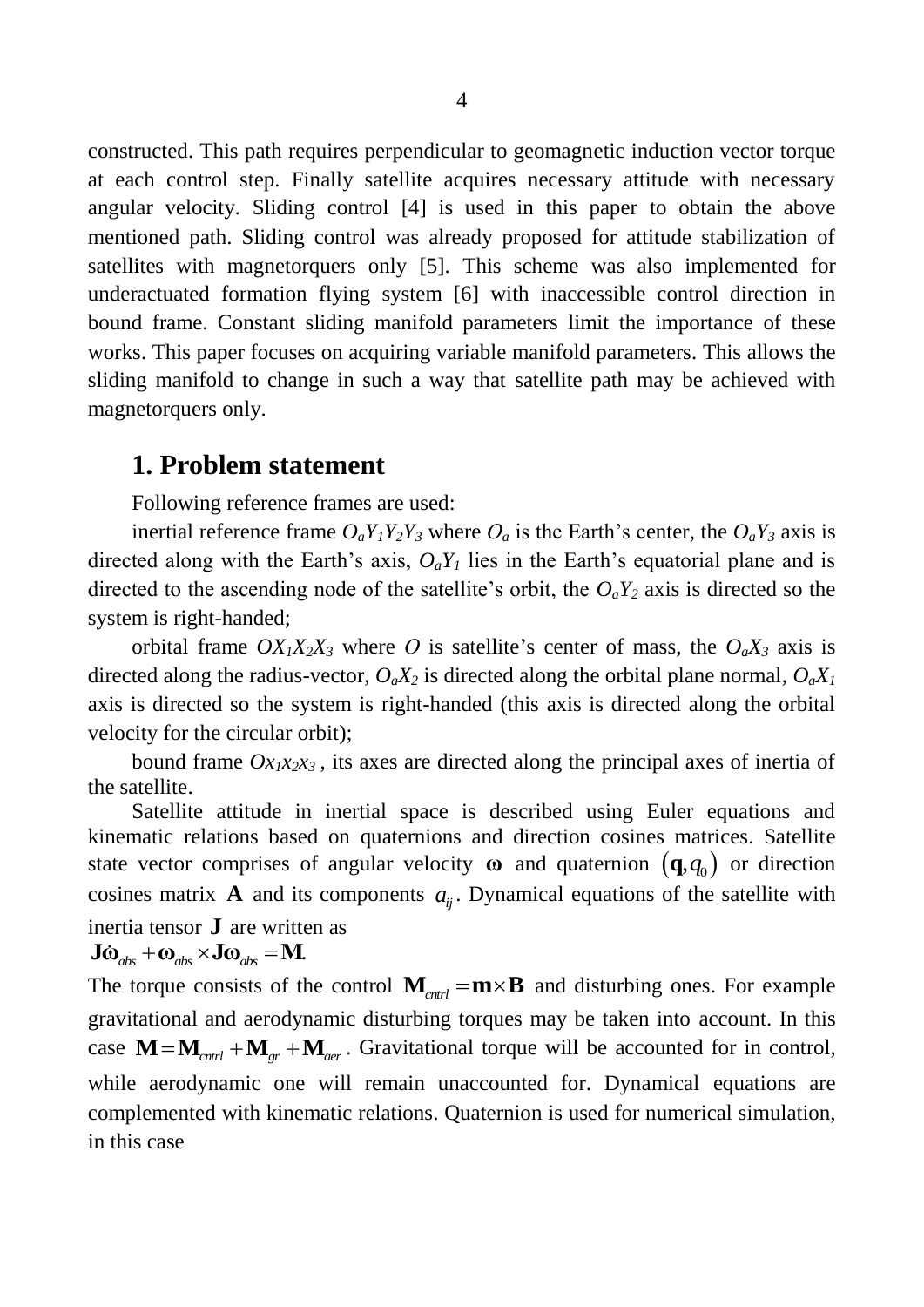constructed. This path requires perpendicular to geomagnetic induction vector torque at each control step. Finally satellite acquires necessary attitude with necessary angular velocity. Sliding control [4] is used in this paper to obtain the above mentioned path. Sliding control was already proposed for attitude stabilization of satellites with magnetorquers only [5]. This scheme was also implemented for underactuated formation flying system [6] with inaccessible control direction in bound frame. Constant sliding manifold parameters limit the importance of these works. This paper focuses on acquiring variable manifold parameters. This allows the sliding manifold to change in such a way that satellite path may be achieved with magnetorquers only.

## 1. Problem statement

Following reference frames are used:

inertial reference frame $O_aY_1Y_2Y_3$ where $O_a$ is the Earth's center, the $O_aY_3$ axis is directed along with the Earth's axis, $O_aY_1$ lies in the Earth's equatorial plane and is directed to the ascending node of the satellite's orbit, the $O_aY_2$ axis is directed so the system is right-handed;

orbital frame $OX_1X_2X_3$ where $O$ is satellite's center of mass, the $O_aX_3$ axis is directed along the radius-vector, $O_aX_2$ is directed along the orbital plane normal, $O_aX_1$ axis is directed so the system is right-handed (this axis is directed along the orbital velocity for the circular orbit);

bound frame $Ox_1x_2x_3$ , its axes are directed along the principal axes of inertia of the satellite.

Satellite attitude in inertial space is described using Euler equations and kinematic relations based on quaternions and direction cosines matrices. Satellite state vector comprises of angular velocity $\boldsymbol{\omega}$ and quaternion $(\mathbf{q}, q_0)$ or direction cosines matrix $\mathbf{A}$ and its components $a_{ij}$. Dynamical equations of the satellite with inertia tensor $\mathbf{J}$ are written as

$$\mathbf{J}\dot{\boldsymbol{\omega}}_{abs} + \boldsymbol{\omega}_{abs} \times \mathbf{J}\boldsymbol{\omega}_{abs} = \mathbf{M}.$$

The torque consists of the control $\mathbf{M}_{cntrl} = \mathbf{m} \times \mathbf{B}$ and disturbing ones. For example gravitational and aerodynamic disturbing torques may be taken into account. In this case $\mathbf{M} = \mathbf{M}_{cntrl} + \mathbf{M}_{gr} + \mathbf{M}_{aer}$. Gravitational torque will be accounted for in control, while aerodynamic one will remain unaccounted for. Dynamical equations are complemented with kinematic relations. Quaternion is used for numerical simulation, in this case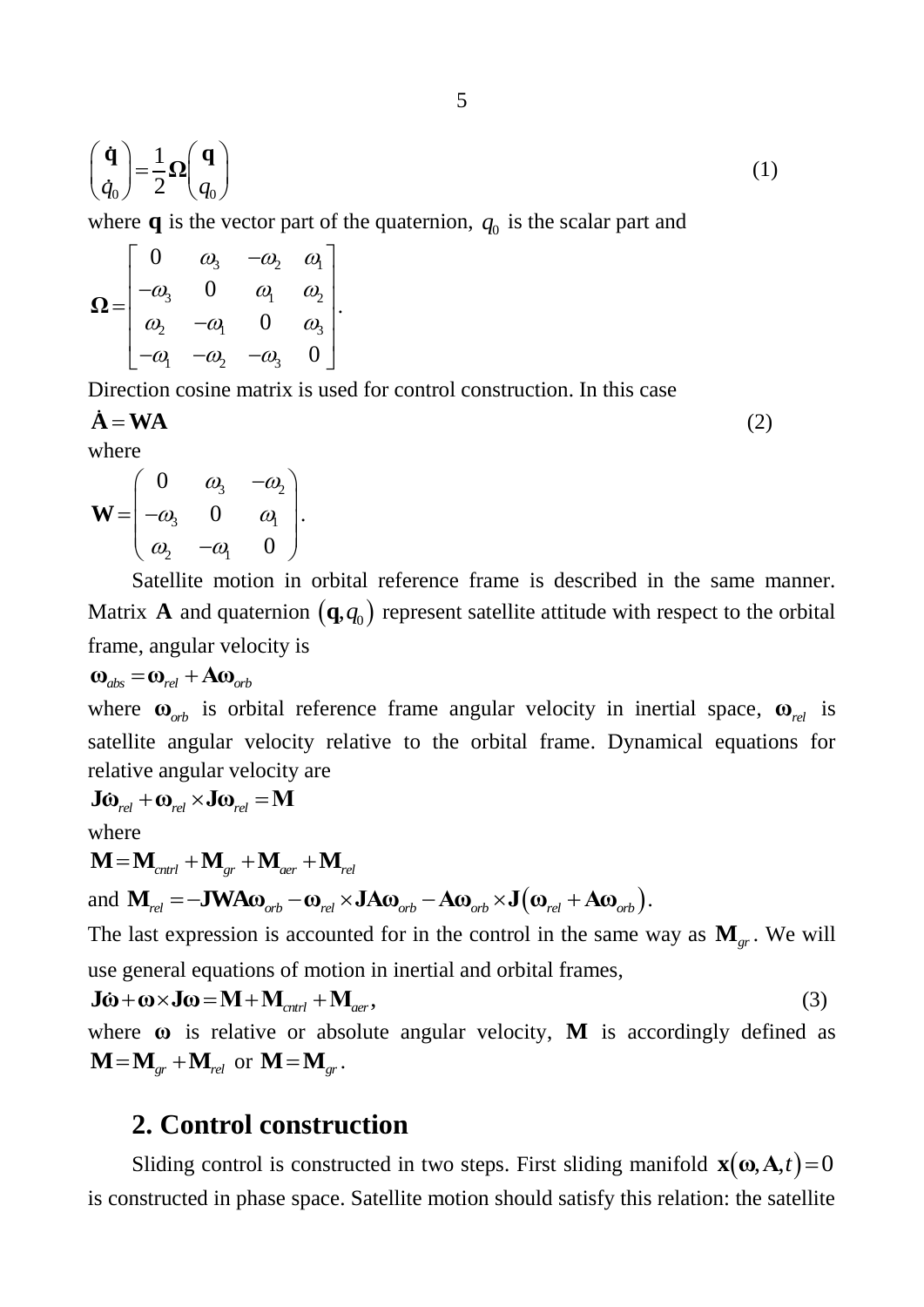$$\begin{pmatrix} \dot{\mathbf{q}} \\ \dot{q}_0 \end{pmatrix} = \frac{1}{2}\mathbf{\Omega}\begin{pmatrix} \mathbf{q} \\ q_0 \end{pmatrix} \tag{1}$$

where $\mathbf{q}$ is the vector part of the quaternion, $q_0$ is the scalar part and

$$\mathbf{\Omega} = \begin{bmatrix} 0 & \omega_3 & -\omega_2 & \omega_1 \\ -\omega_3 & 0 & \omega_1 & \omega_2 \\ \omega_2 & -\omega_1 & 0 & \omega_3 \\ -\omega_1 & -\omega_2 & -\omega_3 & 0 \end{bmatrix}.$$

Direction cosine matrix is used for control construction. In this case

$$\dot{\mathbf{A}} = \mathbf{W}\mathbf{A} \tag{2}$$

where

$$\mathbf{W} = \begin{pmatrix} 0 & \omega_3 & -\omega_2 \\ -\omega_3 & 0 & \omega_1 \\ \omega_2 & -\omega_1 & 0 \end{pmatrix}.$$

Satellite motion in orbital reference frame is described in the same manner. Matrix $\mathbf{A}$ and quaternion $(\mathbf{q}, q_0)$ represent satellite attitude with respect to the orbital frame, angular velocity is

$$\boldsymbol{\omega}_{abs} = \boldsymbol{\omega}_{rel} + \mathbf{A}\boldsymbol{\omega}_{orb}$$

where $\boldsymbol{\omega}_{orb}$ is orbital reference frame angular velocity in inertial space, $\boldsymbol{\omega}_{rel}$ is satellite angular velocity relative to the orbital frame. Dynamical equations for relative angular velocity are

$$\mathbf{J}\dot{\boldsymbol{\omega}}_{rel} + \boldsymbol{\omega}_{rel} \times \mathbf{J}\boldsymbol{\omega}_{rel} = \mathbf{M}$$

where

$$\mathbf{M} = \mathbf{M}_{cntrl} + \mathbf{M}_{gr} + \mathbf{M}_{aer} + \mathbf{M}_{rel}$$

and $\mathbf{M}_{rel} = -\mathbf{J}\mathbf{W}\mathbf{A}\boldsymbol{\omega}_{orb} - \boldsymbol{\omega}_{rel} \times \mathbf{J}\mathbf{A}\boldsymbol{\omega}_{orb} - \mathbf{A}\boldsymbol{\omega}_{orb} \times \mathbf{J}\left(\boldsymbol{\omega}_{rel} + \mathbf{A}\boldsymbol{\omega}_{orb}\right)$.

The last expression is accounted for in the control in the same way as $\mathbf{M}_{gr}$. We will use general equations of motion in inertial and orbital frames,

$$\mathbf{J}\dot{\boldsymbol{\omega}} + \boldsymbol{\omega} \times \mathbf{J}\boldsymbol{\omega} = \mathbf{M} + \mathbf{M}_{cntrl} + \mathbf{M}_{aer}, \tag{3}$$

where $\boldsymbol{\omega}$ is relative or absolute angular velocity, $\mathbf{M}$ is accordingly defined as $\mathbf{M} = \mathbf{M}_{gr} + \mathbf{M}_{rel}$ or $\mathbf{M} = \mathbf{M}_{gr}$.

## 2. Control construction

Sliding control is constructed in two steps. First sliding manifold $\mathbf{x}(\boldsymbol{\omega}, \mathbf{A}, t) = 0$ is constructed in phase space. Satellite motion should satisfy this relation: the satellite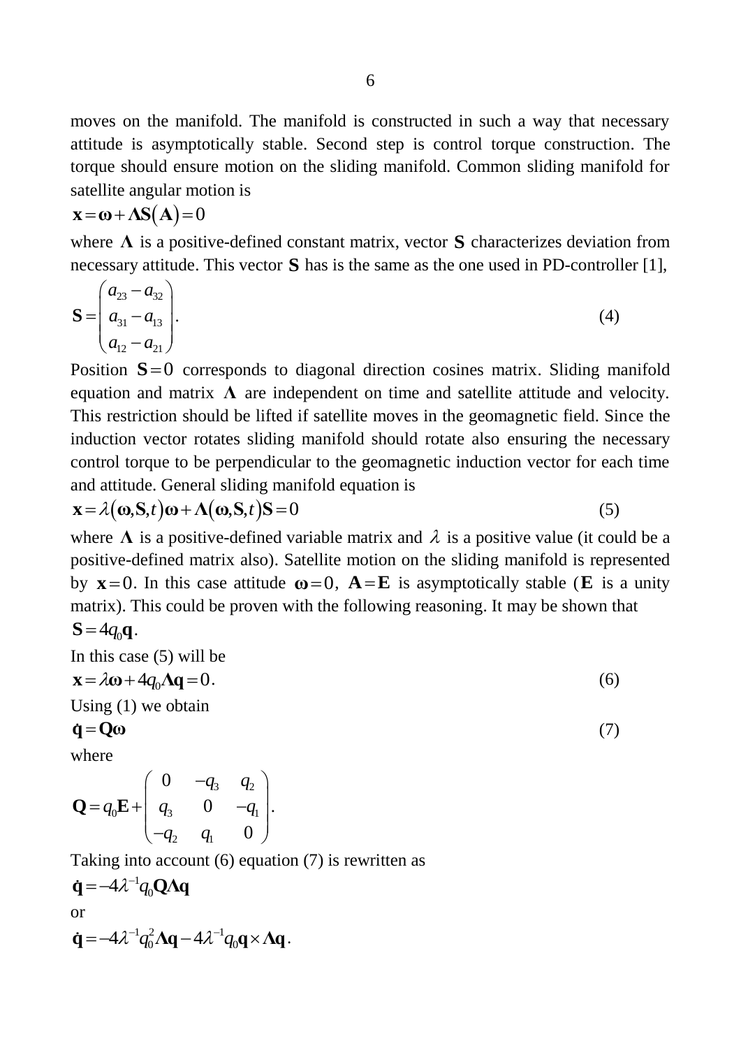moves on the manifold. The manifold is constructed in such a way that necessary attitude is asymptotically stable. Second step is control torque construction. The torque should ensure motion on the sliding manifold. Common sliding manifold for satellite angular motion is

$$\mathbf{x} = \boldsymbol{\omega} + \boldsymbol{\Lambda}\mathbf{S}(\mathbf{A}) = 0$$

where $\boldsymbol{\Lambda}$ is a positive-defined constant matrix, vector $\mathbf{S}$ characterizes deviation from necessary attitude. This vector $\mathbf{S}$ has is the same as the one used in PD-controller [1],

$$\mathbf{S} = \begin{pmatrix} a_{23} - a_{32} \\ a_{31} - a_{13} \\ a_{12} - a_{21} \end{pmatrix}. \tag{4}$$

Position $\mathbf{S} = 0$ corresponds to diagonal direction cosines matrix. Sliding manifold equation and matrix $\boldsymbol{\Lambda}$ are independent on time and satellite attitude and velocity. This restriction should be lifted if satellite moves in the geomagnetic field. Since the induction vector rotates sliding manifold should rotate also ensuring the necessary control torque to be perpendicular to the geomagnetic induction vector for each time and attitude. General sliding manifold equation is

$$\mathbf{x} = \lambda(\boldsymbol{\omega}, \mathbf{S}, t)\boldsymbol{\omega} + \boldsymbol{\Lambda}(\boldsymbol{\omega}, \mathbf{S}, t)\mathbf{S} = 0 \tag{5}$$

where $\boldsymbol{\Lambda}$ is a positive-defined variable matrix and $\lambda$ is a positive value (it could be a positive-defined matrix also). Satellite motion on the sliding manifold is represented by $\mathbf{x} = 0$. In this case attitude $\boldsymbol{\omega} = 0$, $\mathbf{A} = \mathbf{E}$ is asymptotically stable ($\mathbf{E}$ is a unity matrix). This could be proven with the following reasoning. It may be shown that

$$\mathbf{S} = 4q_0\mathbf{q}.$$

In this case (5) will be

$$\mathbf{x} = \lambda\boldsymbol{\omega} + 4q_0\boldsymbol{\Lambda}\mathbf{q} = 0. \tag{6}$$

Using (1) we obtain

$$\dot{\mathbf{q}} = \mathbf{Q}\boldsymbol{\omega} \tag{7}$$

where

$$\mathbf{Q} = q_0\mathbf{E} + \begin{pmatrix} 0 & -q_3 & q_2 \\ q_3 & 0 & -q_1 \\ -q_2 & q_1 & 0 \end{pmatrix}.$$

Taking into account (6) equation (7) is rewritten as

$$\dot{\mathbf{q}} = -4\lambda^{-1}q_0\mathbf{Q}\boldsymbol{\Lambda}\mathbf{q}$$

or

$$\dot{\mathbf{q}} = -4\lambda^{-1}q_0^2\boldsymbol{\Lambda}\mathbf{q} - 4\lambda^{-1}q_0\mathbf{q} \times \boldsymbol{\Lambda}\mathbf{q}.$$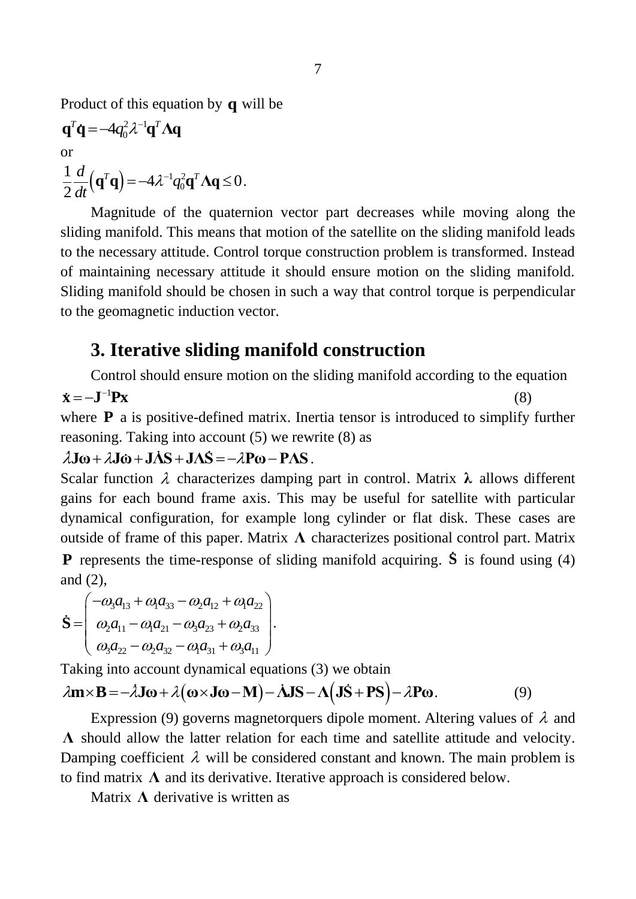Product of this equation by $\mathbf{q}$ will be

$$\mathbf{q}^T\dot{\mathbf{q}} = -4q_0^2\lambda^{-1}\mathbf{q}^T\mathbf{\Lambda q}$$

or

$$\frac{1}{2}\frac{d}{dt}\left(\mathbf{q}^T\mathbf{q}\right) = -4\lambda^{-1}q_0^2\mathbf{q}^T\mathbf{\Lambda q} \le 0.$$

Magnitude of the quaternion vector part decreases while moving along the sliding manifold. This means that motion of the satellite on the sliding manifold leads to the necessary attitude. Control torque construction problem is transformed. Instead of maintaining necessary attitude it should ensure motion on the sliding manifold. Sliding manifold should be chosen in such a way that control torque is perpendicular to the geomagnetic induction vector.

## 3. Iterative sliding manifold construction

Control should ensure motion on the sliding manifold according to the equation

$$\dot{\mathbf{x}} = -\mathbf{J}^{-1}\mathbf{P}\mathbf{x} \tag{8}$$

where $\mathbf{P}$ a is positive-defined matrix. Inertia tensor is introduced to simplify further reasoning. Taking into account (5) we rewrite (8) as

$$\dot{\lambda}\mathbf{J\omega} + \lambda\mathbf{J}\dot{\mathbf{\omega}} + \mathbf{J}\dot{\mathbf{\Lambda}}\mathbf{S} + \mathbf{J\Lambda}\dot{\mathbf{S}} = -\lambda\mathbf{P\omega} - \mathbf{P\Lambda S}.$$

Scalar function $\lambda$ characterizes damping part in control. Matrix $\boldsymbol{\lambda}$ allows different gains for each bound frame axis. This may be useful for satellite with particular dynamical configuration, for example long cylinder or flat disk. These cases are outside of frame of this paper. Matrix $\mathbf{\Lambda}$ characterizes positional control part. Matrix $\mathbf{P}$ represents the time-response of sliding manifold acquiring. $\dot{\mathbf{S}}$ is found using (4) and (2),

$$\dot{\mathbf{S}} = \begin{pmatrix} -\omega_3 a_{13} + \omega_1 a_{33} - \omega_2 a_{12} + \omega_1 a_{22} \\ \omega_2 a_{11} - \omega_1 a_{21} - \omega_3 a_{23} + \omega_2 a_{33} \\ \omega_3 a_{22} - \omega_2 a_{32} - \omega_1 a_{31} + \omega_3 a_{11} \end{pmatrix}.$$

Taking into account dynamical equations (3) we obtain

$$\lambda\mathbf{m}\times\mathbf{B} = -\dot{\lambda}\mathbf{J\omega} + \lambda\left(\mathbf{\omega}\times\mathbf{J\omega} - \mathbf{M}\right) - \dot{\mathbf{\Lambda}}\mathbf{JS} - \mathbf{\Lambda}\left(\mathbf{J}\dot{\mathbf{S}} + \mathbf{PS}\right) - \lambda\mathbf{P\omega}. \tag{9}$$

Expression (9) governs magnetorquers dipole moment. Altering values of $\lambda$ and $\mathbf{\Lambda}$ should allow the latter relation for each time and satellite attitude and velocity. Damping coefficient $\lambda$ will be considered constant and known. The main problem is to find matrix $\mathbf{\Lambda}$ and its derivative. Iterative approach is considered below.

Matrix $\mathbf{\Lambda}$ derivative is written as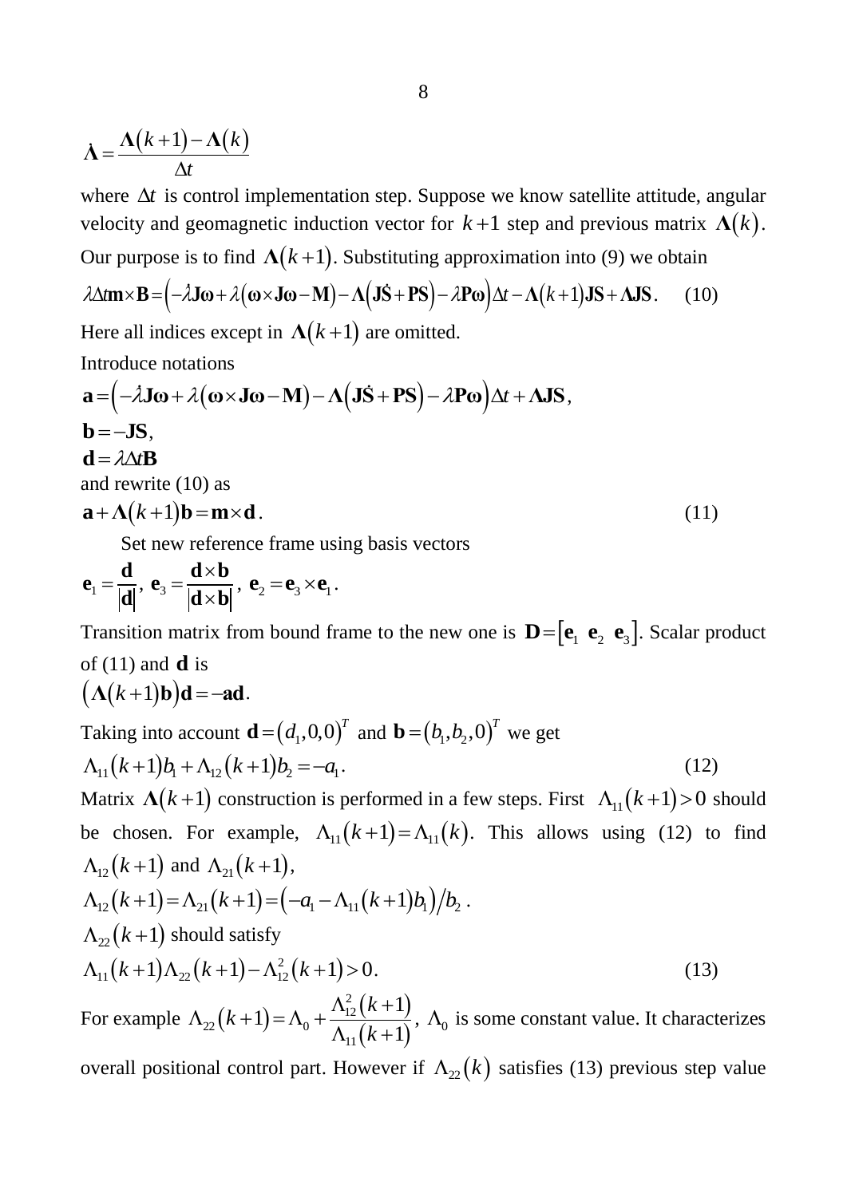$$\dot{\mathbf{\Lambda}} = \frac{\mathbf{\Lambda}(k+1) - \mathbf{\Lambda}(k)}{\Delta t}$$

where $\Delta t$ is control implementation step. Suppose we know satellite attitude, angular velocity and geomagnetic induction vector for $k+1$ step and previous matrix $\mathbf{\Lambda}(k)$. Our purpose is to find $\mathbf{\Lambda}(k+1)$. Substituting approximation into (9) we obtain

$$\lambda \Delta t \mathbf{m} \times \mathbf{B} = \left(-\dot{\lambda}\mathbf{J}\boldsymbol{\omega} + \lambda\left(\boldsymbol{\omega} \times \mathbf{J}\boldsymbol{\omega} - \mathbf{M}\right) - \mathbf{\Lambda}\left(\mathbf{J}\dot{\mathbf{S}} + \mathbf{P}\mathbf{S}\right) - \lambda \mathbf{P}\boldsymbol{\omega}\right)\Delta t - \mathbf{\Lambda}(k+1)\mathbf{J}\mathbf{S} + \mathbf{\Lambda}\mathbf{J}\mathbf{S}. \quad (10)$$

Here all indices except in $\mathbf{\Lambda}(k+1)$ are omitted.

Introduce notations

$$\mathbf{a} = \left(-\dot{\lambda}\mathbf{J}\boldsymbol{\omega} + \lambda\left(\boldsymbol{\omega} \times \mathbf{J}\boldsymbol{\omega} - \mathbf{M}\right) - \mathbf{\Lambda}\left(\mathbf{J}\dot{\mathbf{S}} + \mathbf{P}\mathbf{S}\right) - \lambda \mathbf{P}\boldsymbol{\omega}\right)\Delta t + \mathbf{\Lambda}\mathbf{J}\mathbf{S},$$

$$\mathbf{b} = -\mathbf{J}\mathbf{S},$$

$$\mathbf{d} = \lambda \Delta t \mathbf{B}$$

and rewrite (10) as

$$\mathbf{a} + \mathbf{\Lambda}(k+1)\mathbf{b} = \mathbf{m} \times \mathbf{d}. \quad (11)$$

Set new reference frame using basis vectors

$$\mathbf{e}_1 = \frac{\mathbf{d}}{|\mathbf{d}|}, \; \mathbf{e}_3 = \frac{\mathbf{d} \times \mathbf{b}}{|\mathbf{d} \times \mathbf{b}|}, \; \mathbf{e}_2 = \mathbf{e}_3 \times \mathbf{e}_1.$$

Transition matrix from bound frame to the new one is $\mathbf{D} = [\mathbf{e}_1 \;\; \mathbf{e}_2 \;\; \mathbf{e}_3]$. Scalar product of (11) and $\mathbf{d}$ is

$$\left(\mathbf{\Lambda}(k+1)\mathbf{b}\right)\mathbf{d} = -\mathbf{a}\mathbf{d}.$$

Taking into account $\mathbf{d} = (d_1, 0, 0)^T$ and $\mathbf{b} = (b_1, b_2, 0)^T$ we get

$$\Lambda_{11}(k+1)b_1 + \Lambda_{12}(k+1)b_2 = -a_1. \quad (12)$$

Matrix $\mathbf{\Lambda}(k+1)$ construction is performed in a few steps. First $\Lambda_{11}(k+1) > 0$ should be chosen. For example, $\Lambda_{11}(k+1) = \Lambda_{11}(k)$. This allows using (12) to find $\Lambda_{12}(k+1)$ and $\Lambda_{21}(k+1)$,

$$\Lambda_{12}(k+1) = \Lambda_{21}(k+1) = \left(-a_1 - \Lambda_{11}(k+1)b_1\right)/b_2.$$

$\Lambda_{22}(k+1)$ should satisfy

$$\Lambda_{11}(k+1)\Lambda_{22}(k+1) - \Lambda_{12}^2(k+1) > 0. \quad (13)$$

For example $\Lambda_{22}(k+1) = \Lambda_0 + \dfrac{\Lambda_{12}^2(k+1)}{\Lambda_{11}(k+1)}$, $\Lambda_0$ is some constant value. It characterizes overall positional control part. However if $\Lambda_{22}(k)$ satisfies (13) previous step value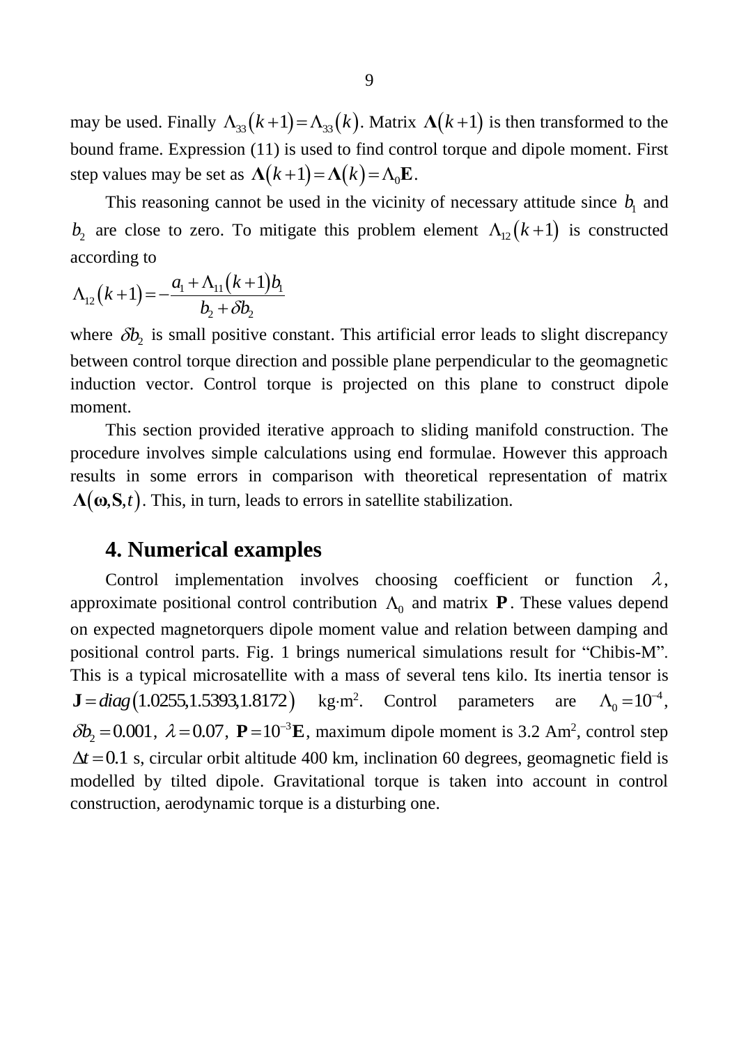may be used. Finally $\Lambda_{33}(k+1)=\Lambda_{33}(k)$. Matrix $\mathbf{\Lambda}(k+1)$ is then transformed to the bound frame. Expression (11) is used to find control torque and dipole moment. First step values may be set as $\mathbf{\Lambda}(k+1)=\mathbf{\Lambda}(k)=\Lambda_0\mathbf{E}$.

This reasoning cannot be used in the vicinity of necessary attitude since $b_1$ and $b_2$ are close to zero. To mitigate this problem element $\Lambda_{12}(k+1)$ is constructed according to

$$\Lambda_{12}(k+1)=-\frac{a_1+\Lambda_{11}(k+1)b_1}{b_2+\delta b_2}$$

where $\delta b_2$ is small positive constant. This artificial error leads to slight discrepancy between control torque direction and possible plane perpendicular to the geomagnetic induction vector. Control torque is projected on this plane to construct dipole moment.

This section provided iterative approach to sliding manifold construction. The procedure involves simple calculations using end formulae. However this approach results in some errors in comparison with theoretical representation of matrix $\mathbf{\Lambda}(\boldsymbol{\omega},\mathbf{S},t)$. This, in turn, leads to errors in satellite stabilization.

## 4. Numerical examples

Control implementation involves choosing coefficient or function $\lambda$, approximate positional control contribution $\Lambda_0$ and matrix $\mathbf{P}$. These values depend on expected magnetorquers dipole moment value and relation between damping and positional control parts. Fig. 1 brings numerical simulations result for "Chibis-M". This is a typical microsatellite with a mass of several tens kilo. Its inertia tensor is $\mathbf{J}=diag(1.0255, 1.5393, 1.8172)$ kg·m$^2$. Control parameters are $\Lambda_0=10^{-4}$, $\delta b_2=0.001$, $\lambda=0.07$, $\mathbf{P}=10^{-3}\mathbf{E}$, maximum dipole moment is 3.2 Am$^2$, control step $\Delta t=0.1$ s, circular orbit altitude 400 km, inclination 60 degrees, geomagnetic field is modelled by tilted dipole. Gravitational torque is taken into account in control construction, aerodynamic torque is a disturbing one.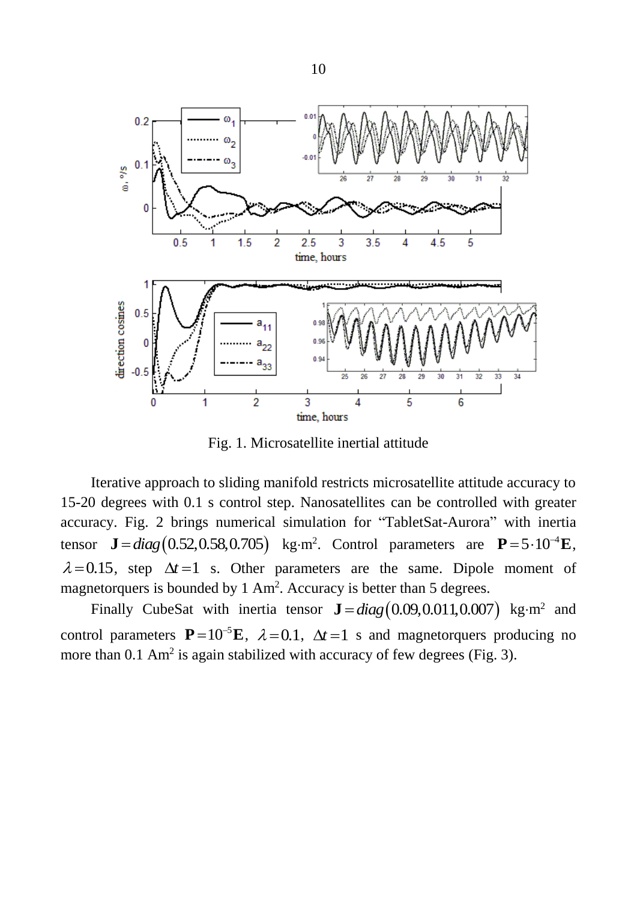Fig. 1. Microsatellite inertial attitude

Iterative approach to sliding manifold restricts microsatellite attitude accuracy to 15-20 degrees with 0.1 s control step. Nanosatellites can be controlled with greater accuracy. Fig. 2 brings numerical simulation for “TabletSat-Aurora” with inertia tensor $\mathbf{J} = diag(0.52, 0.58, 0.705)$ kg·m². Control parameters are $\mathbf{P} = 5 \cdot 10^{-4}\mathbf{E}$, $\lambda = 0.15$, step $\Delta t = 1$ s. Other parameters are the same. Dipole moment of magnetorquers is bounded by 1 Am². Accuracy is better than 5 degrees.

Finally CubeSat with inertia tensor $\mathbf{J} = diag(0.09, 0.011, 0.007)$ kg·m² and control parameters $\mathbf{P} = 10^{-5}\mathbf{E}$, $\lambda = 0.1$, $\Delta t = 1$ s and magnetorquers producing no more than 0.1 Am² is again stabilized with accuracy of few degrees (Fig. 3).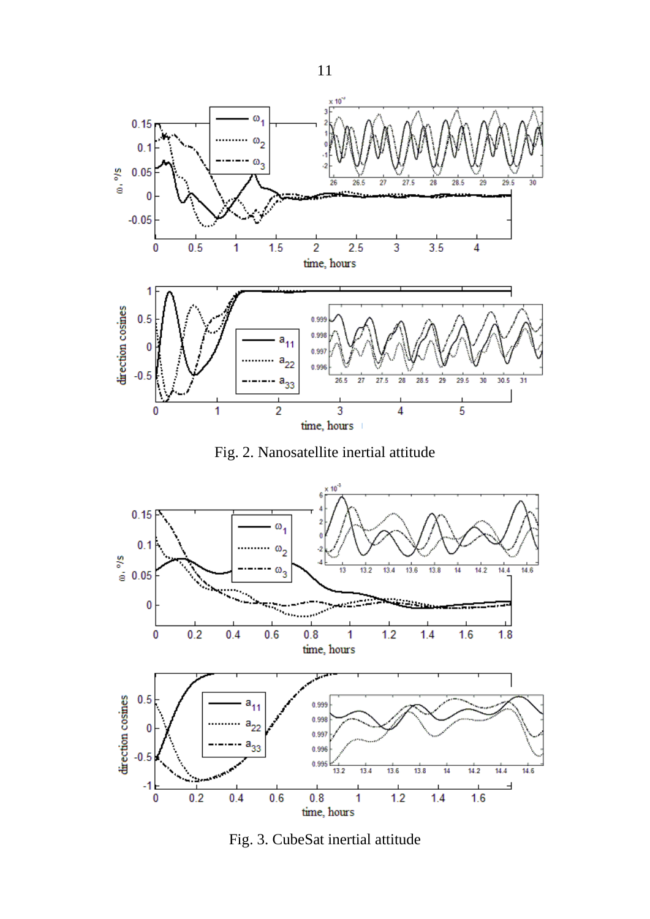Fig. 2. Nanosatellite inertial attitude

Fig. 3. CubeSat inertial attitude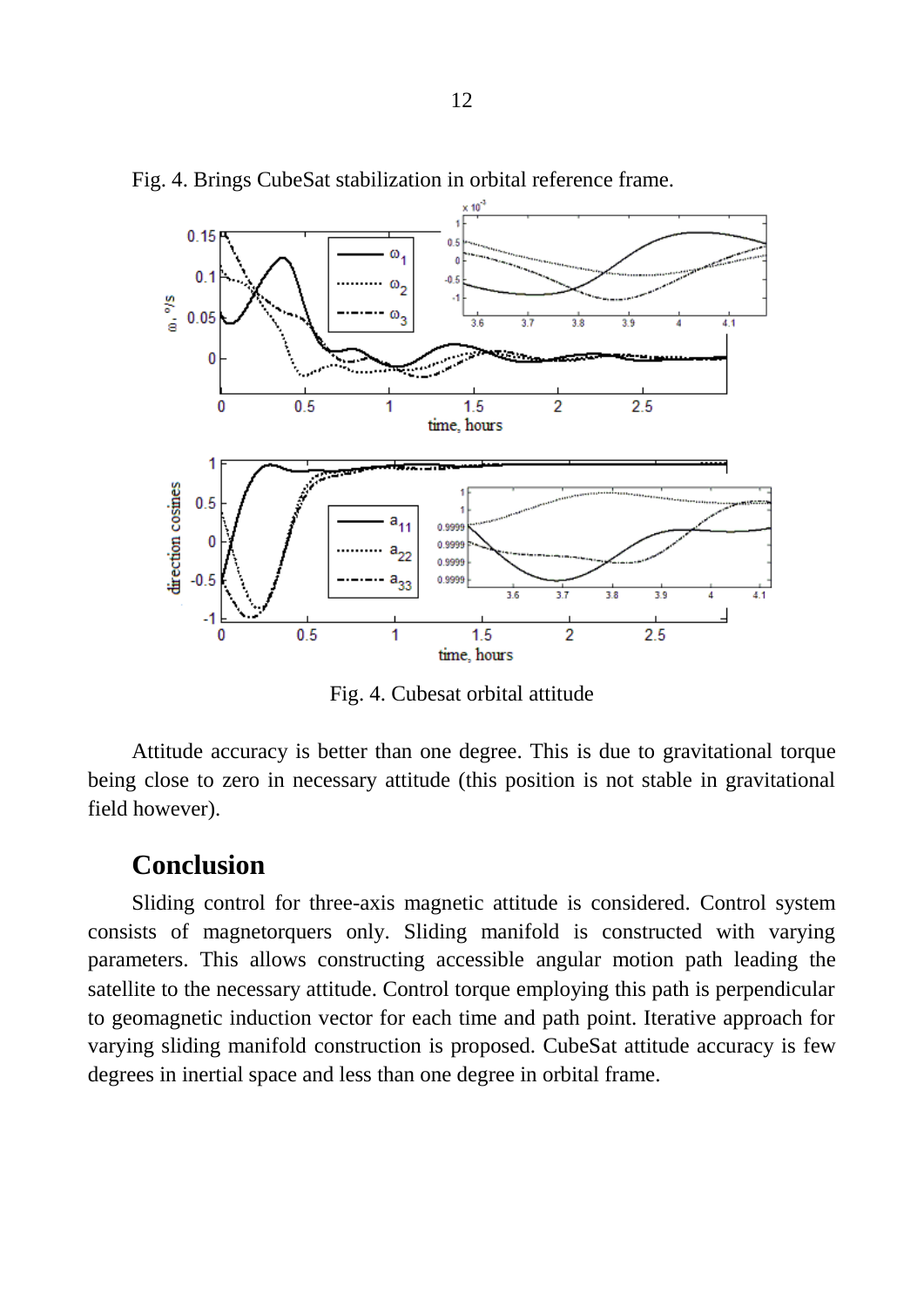Fig. 4. Brings CubeSat stabilization in orbital reference frame.

Fig. 4. Cubesat orbital attitude

Attitude accuracy is better than one degree. This is due to gravitational torque being close to zero in necessary attitude (this position is not stable in gravitational field however).

## Conclusion

Sliding control for three-axis magnetic attitude is considered. Control system consists of magnetorquers only. Sliding manifold is constructed with varying parameters. This allows constructing accessible angular motion path leading the satellite to the necessary attitude. Control torque employing this path is perpendicular to geomagnetic induction vector for each time and path point. Iterative approach for varying sliding manifold construction is proposed. CubeSat attitude accuracy is few degrees in inertial space and less than one degree in orbital frame.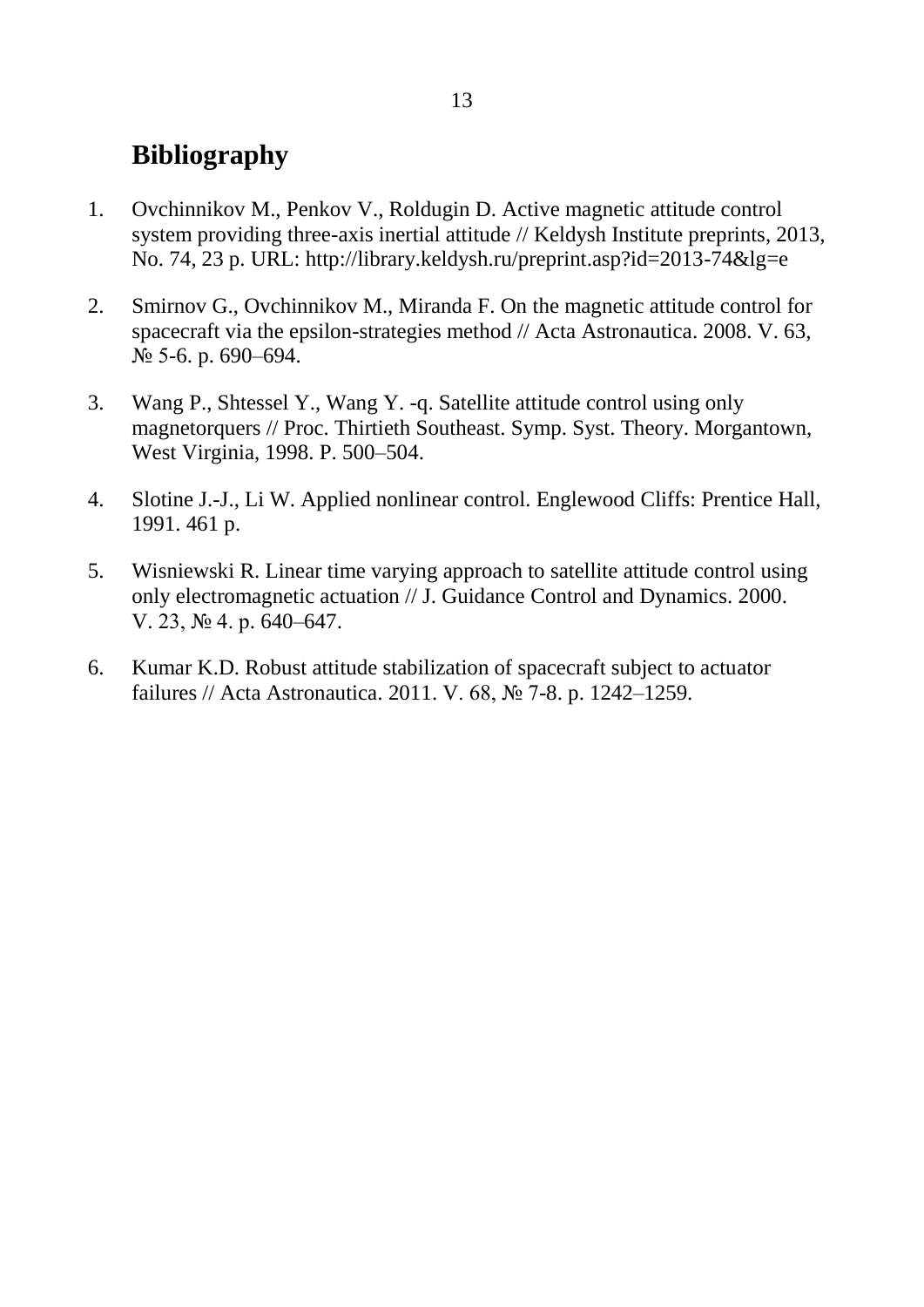# Bibliography

1. Ovchinnikov M., Penkov V., Roldugin D. Active magnetic attitude control system providing three-axis inertial attitude // Keldysh Institute preprints, 2013, No. 74, 23 p. URL: http://library.keldysh.ru/preprint.asp?id=2013-74&lg=e

2. Smirnov G., Ovchinnikov M., Miranda F. On the magnetic attitude control for spacecraft via the epsilon-strategies method // Acta Astronautica. 2008. V. 63, № 5-6. p. 690–694.

3. Wang P., Shtessel Y., Wang Y. -q. Satellite attitude control using only magnetorquers // Proc. Thirtieth Southeast. Symp. Syst. Theory. Morgantown, West Virginia, 1998. P. 500–504.

4. Slotine J.-J., Li W. Applied nonlinear control. Englewood Cliffs: Prentice Hall, 1991. 461 p.

5. Wisniewski R. Linear time varying approach to satellite attitude control using only electromagnetic actuation // J. Guidance Control and Dynamics. 2000. V. 23, № 4. p. 640–647.

6. Kumar K.D. Robust attitude stabilization of spacecraft subject to actuator failures // Acta Astronautica. 2011. V. 68, № 7-8. p. 1242–1259.